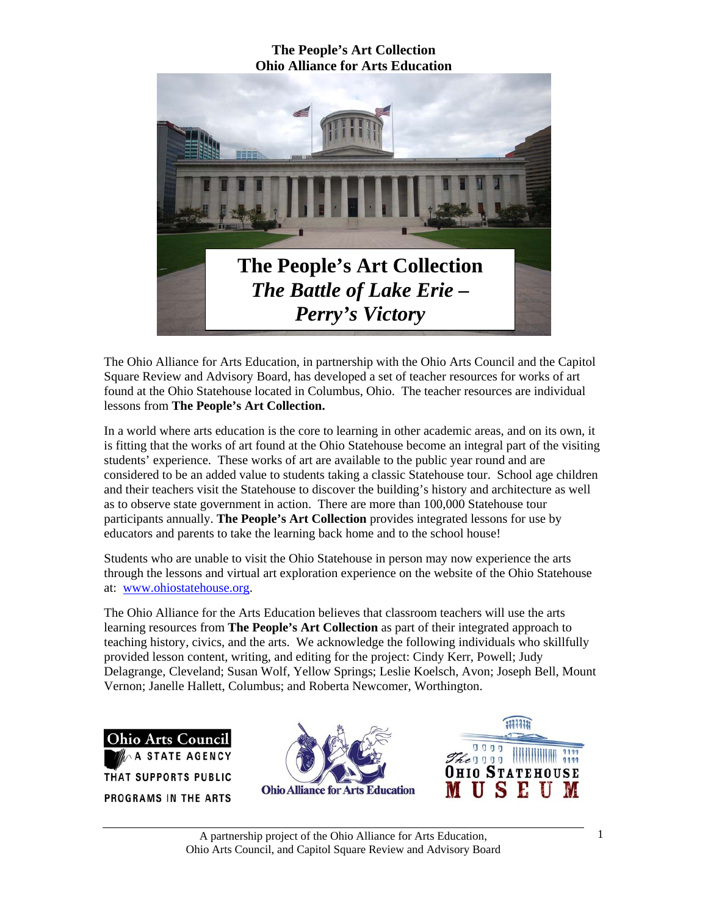**The People's Art Collection**
**Ohio Alliance for Arts Education**

# The People's Art Collection
## *The Battle of Lake Erie – Perry's Victory*

The Ohio Alliance for Arts Education, in partnership with the Ohio Arts Council and the Capitol Square Review and Advisory Board, has developed a set of teacher resources for works of art found at the Ohio Statehouse located in Columbus, Ohio. The teacher resources are individual lessons from **The People's Art Collection.**

In a world where arts education is the core to learning in other academic areas, and on its own, it is fitting that the works of art found at the Ohio Statehouse become an integral part of the visiting students' experience. These works of art are available to the public year round and are considered to be an added value to students taking a classic Statehouse tour. School age children and their teachers visit the Statehouse to discover the building's history and architecture as well as to observe state government in action. There are more than 100,000 Statehouse tour participants annually. **The People's Art Collection** provides integrated lessons for use by educators and parents to take the learning back home and to the school house!

Students who are unable to visit the Ohio Statehouse in person may now experience the arts through the lessons and virtual art exploration experience on the website of the Ohio Statehouse at: [www.ohiostatehouse.org](http://www.ohiostatehouse.org).

The Ohio Alliance for the Arts Education believes that classroom teachers will use the arts learning resources from **The People's Art Collection** as part of their integrated approach to teaching history, civics, and the arts. We acknowledge the following individuals who skillfully provided lesson content, writing, and editing for the project: Cindy Kerr, Powell; Judy Delagrange, Cleveland; Susan Wolf, Yellow Springs; Leslie Koelsch, Avon; Joseph Bell, Mount Vernon; Janelle Hallett, Columbus; and Roberta Newcomer, Worthington.

Ohio Arts Council — A State Agency That Supports Public Programs in the Arts

Ohio Alliance for Arts Education

The Ohio Statehouse Museum

A partnership project of the Ohio Alliance for Arts Education, Ohio Arts Council, and Capitol Square Review and Advisory Board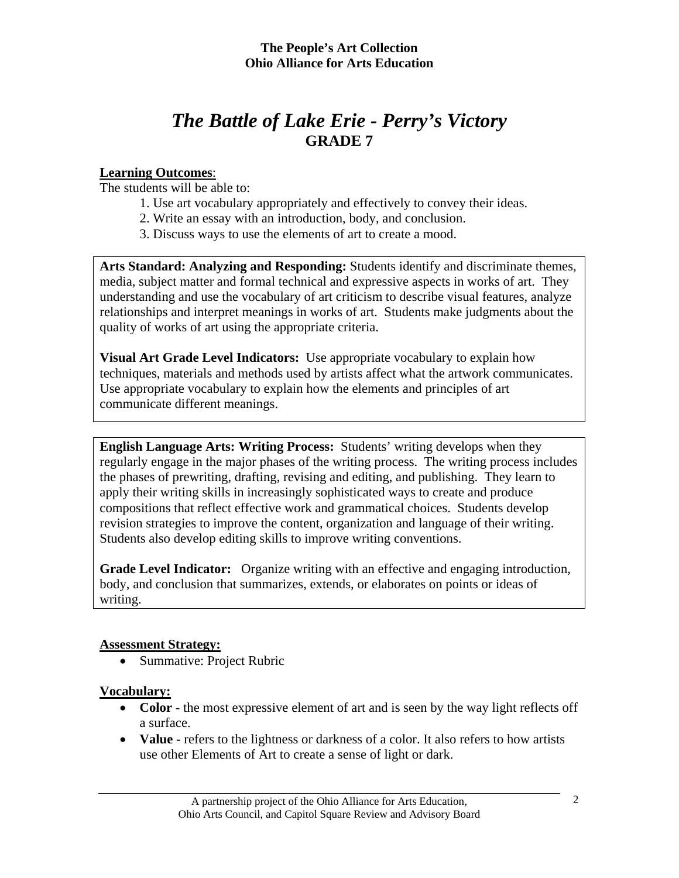**The People's Art Collection**
**Ohio Alliance for Arts Education**

# *The Battle of Lake Erie - Perry's Victory*
## GRADE 7

**Learning Outcomes**:

The students will be able to:

1. Use art vocabulary appropriately and effectively to convey their ideas.
2. Write an essay with an introduction, body, and conclusion.
3. Discuss ways to use the elements of art to create a mood.

**Arts Standard: Analyzing and Responding:** Students identify and discriminate themes, media, subject matter and formal technical and expressive aspects in works of art. They understanding and use the vocabulary of art criticism to describe visual features, analyze relationships and interpret meanings in works of art. Students make judgments about the quality of works of art using the appropriate criteria.

**Visual Art Grade Level Indicators:** Use appropriate vocabulary to explain how techniques, materials and methods used by artists affect what the artwork communicates. Use appropriate vocabulary to explain how the elements and principles of art communicate different meanings.

**English Language Arts: Writing Process:** Students' writing develops when they regularly engage in the major phases of the writing process. The writing process includes the phases of prewriting, drafting, revising and editing, and publishing. They learn to apply their writing skills in increasingly sophisticated ways to create and produce compositions that reflect effective work and grammatical choices. Students develop revision strategies to improve the content, organization and language of their writing. Students also develop editing skills to improve writing conventions.

**Grade Level Indicator:** Organize writing with an effective and engaging introduction, body, and conclusion that summarizes, extends, or elaborates on points or ideas of writing.

**Assessment Strategy:**

- Summative: Project Rubric

**Vocabulary:**

- **Color** - the most expressive element of art and is seen by the way light reflects off a surface.
- **Value -** refers to the lightness or darkness of a color. It also refers to how artists use other Elements of Art to create a sense of light or dark.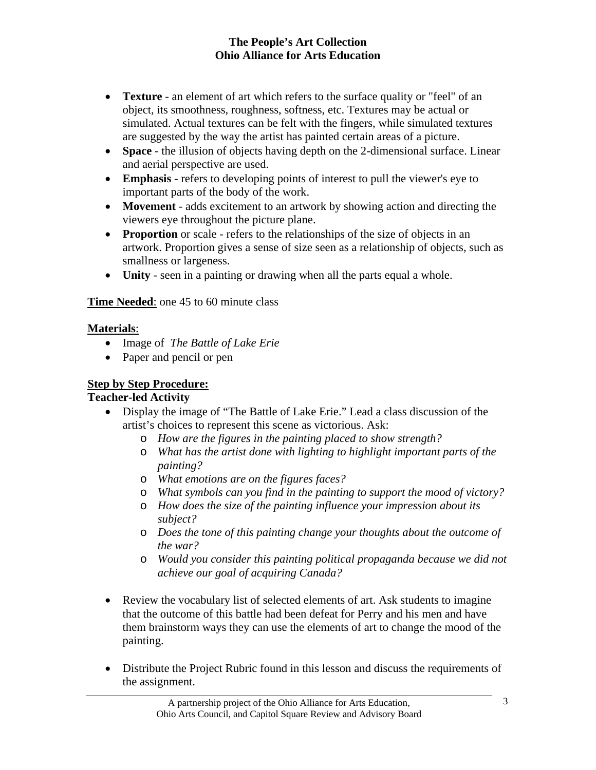- **Texture** - an element of art which refers to the surface quality or "feel" of an object, its smoothness, roughness, softness, etc. Textures may be actual or simulated. Actual textures can be felt with the fingers, while simulated textures are suggested by the way the artist has painted certain areas of a picture.
- **Space** - the illusion of objects having depth on the 2-dimensional surface. Linear and aerial perspective are used.
- **Emphasis** - refers to developing points of interest to pull the viewer's eye to important parts of the body of the work.
- **Movement** - adds excitement to an artwork by showing action and directing the viewers eye throughout the picture plane.
- **Proportion** or scale - refers to the relationships of the size of objects in an artwork. Proportion gives a sense of size seen as a relationship of objects, such as smallness or largeness.
- **Unity** - seen in a painting or drawing when all the parts equal a whole.

**Time Needed**: one 45 to 60 minute class

**Materials**:

- Image of *The Battle of Lake Erie*
- Paper and pencil or pen

**Step by Step Procedure:**

**Teacher-led Activity**

- Display the image of "The Battle of Lake Erie." Lead a class discussion of the artist's choices to represent this scene as victorious. Ask:
    - *How are the figures in the painting placed to show strength?*
    - *What has the artist done with lighting to highlight important parts of the painting?*
    - *What emotions are on the figures faces?*
    - *What symbols can you find in the painting to support the mood of victory?*
    - *How does the size of the painting influence your impression about its subject?*
    - *Does the tone of this painting change your thoughts about the outcome of the war?*
    - *Would you consider this painting political propaganda because we did not achieve our goal of acquiring Canada?*

- Review the vocabulary list of selected elements of art. Ask students to imagine that the outcome of this battle had been defeat for Perry and his men and have them brainstorm ways they can use the elements of art to change the mood of the painting.

- Distribute the Project Rubric found in this lesson and discuss the requirements of the assignment.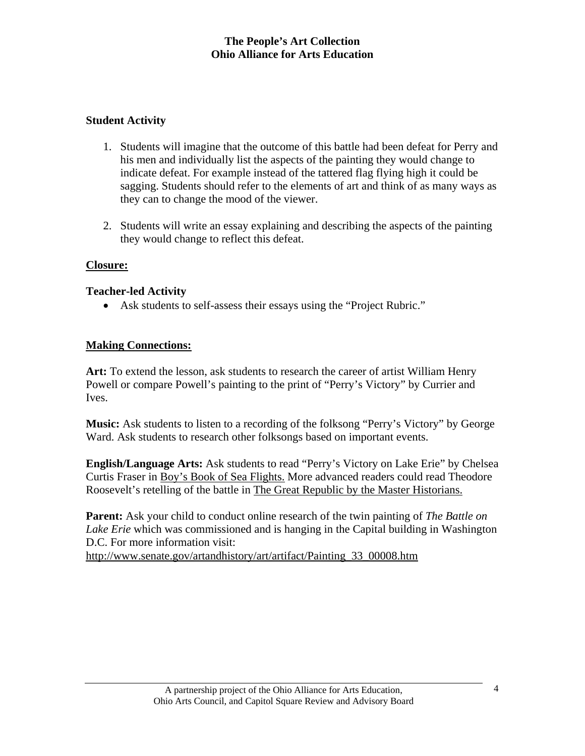**Student Activity**

1. Students will imagine that the outcome of this battle had been defeat for Perry and his men and individually list the aspects of the painting they would change to indicate defeat. For example instead of the tattered flag flying high it could be sagging. Students should refer to the elements of art and think of as many ways as they can to change the mood of the viewer.

2. Students will write an essay explaining and describing the aspects of the painting they would change to reflect this defeat.

**Closure:**

**Teacher-led Activity**

- Ask students to self-assess their essays using the "Project Rubric."

**Making Connections:**

**Art:** To extend the lesson, ask students to research the career of artist William Henry Powell or compare Powell's painting to the print of "Perry's Victory" by Currier and Ives.

**Music:** Ask students to listen to a recording of the folksong "Perry's Victory" by George Ward. Ask students to research other folksongs based on important events.

**English/Language Arts:** Ask students to read "Perry's Victory on Lake Erie" by Chelsea Curtis Fraser in Boy's Book of Sea Flights. More advanced readers could read Theodore Roosevelt's retelling of the battle in The Great Republic by the Master Historians.

**Parent:** Ask your child to conduct online research of the twin painting of *The Battle on Lake Erie* which was commissioned and is hanging in the Capital building in Washington D.C. For more information visit:
http://www.senate.gov/artandhistory/art/artifact/Painting_33_00008.htm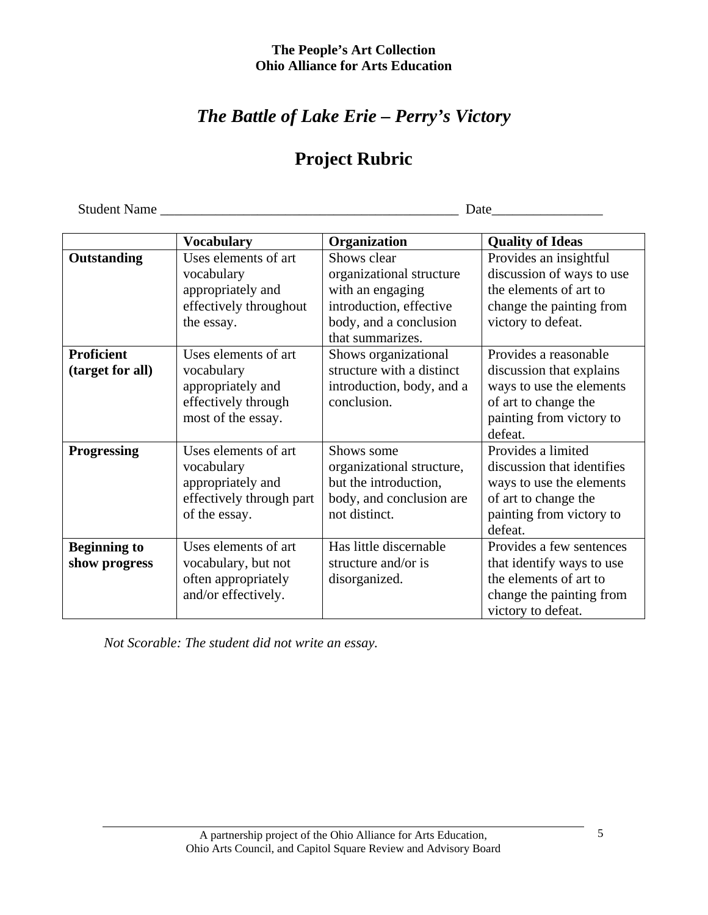**The People's Art Collection**
**Ohio Alliance for Arts Education**

# *The Battle of Lake Erie – Perry's Victory*

## Project Rubric

Student Name _____________________________________________ Date________________

| | Vocabulary | Organization | Quality of Ideas |
|---|---|---|---|
| **Outstanding** | Uses elements of art vocabulary appropriately and effectively throughout the essay. | Shows clear organizational structure with an engaging introduction, effective body, and a conclusion that summarizes. | Provides an insightful discussion of ways to use the elements of art to change the painting from victory to defeat. |
| **Proficient (target for all)** | Uses elements of art vocabulary appropriately and effectively through most of the essay. | Shows organizational structure with a distinct introduction, body, and a conclusion. | Provides a reasonable discussion that explains ways to use the elements of art to change the painting from victory to defeat. |
| **Progressing** | Uses elements of art vocabulary appropriately and effectively through part of the essay. | Shows some organizational structure, but the introduction, body, and conclusion are not distinct. | Provides a limited discussion that identifies ways to use the elements of art to change the painting from victory to defeat. |
| **Beginning to show progress** | Uses elements of art vocabulary, but not often appropriately and/or effectively. | Has little discernable structure and/or is disorganized. | Provides a few sentences that identify ways to use the elements of art to change the painting from victory to defeat. |

*Not Scorable: The student did not write an essay.*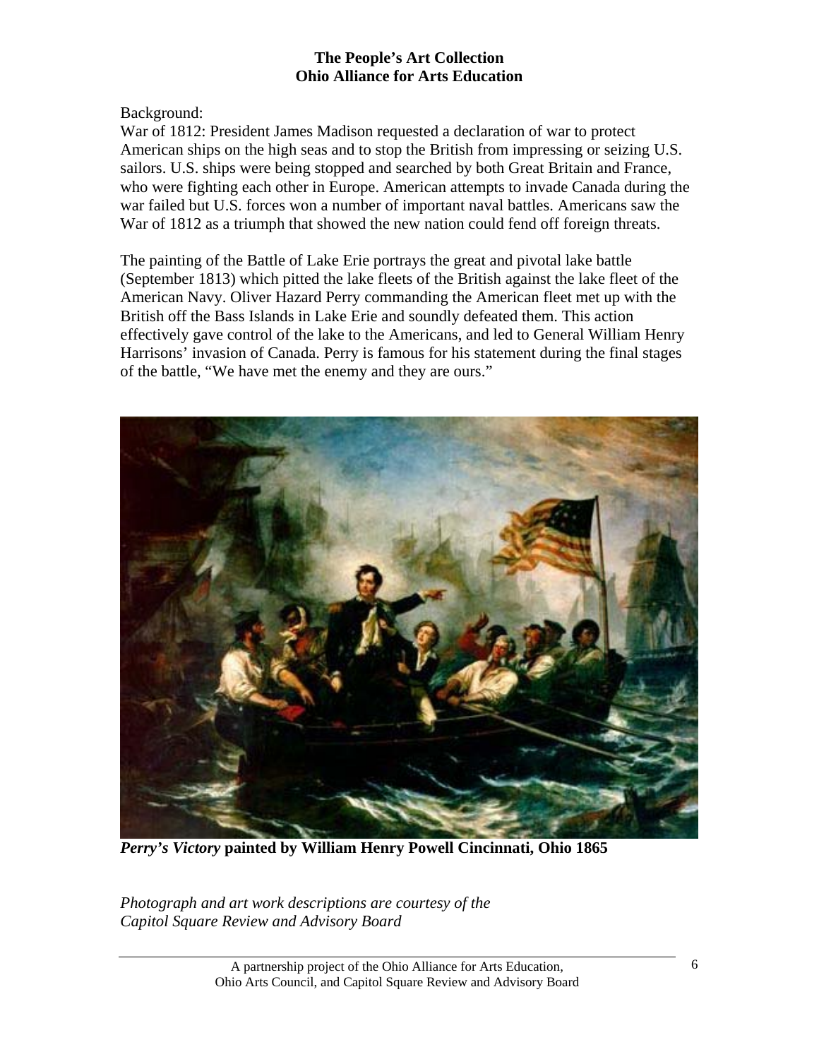**The People's Art Collection**
**Ohio Alliance for Arts Education**

Background:
War of 1812: President James Madison requested a declaration of war to protect American ships on the high seas and to stop the British from impressing or seizing U.S. sailors. U.S. ships were being stopped and searched by both Great Britain and France, who were fighting each other in Europe. American attempts to invade Canada during the war failed but U.S. forces won a number of important naval battles. Americans saw the War of 1812 as a triumph that showed the new nation could fend off foreign threats.

The painting of the Battle of Lake Erie portrays the great and pivotal lake battle (September 1813) which pitted the lake fleets of the British against the lake fleet of the American Navy. Oliver Hazard Perry commanding the American fleet met up with the British off the Bass Islands in Lake Erie and soundly defeated them. This action effectively gave control of the lake to the Americans, and led to General William Henry Harrisons' invasion of Canada. Perry is famous for his statement during the final stages of the battle, "We have met the enemy and they are ours."

***Perry's Victory*** **painted by William Henry Powell Cincinnati, Ohio 1865**

*Photograph and art work descriptions are courtesy of the Capitol Square Review and Advisory Board*

A partnership project of the Ohio Alliance for Arts Education, Ohio Arts Council, and Capitol Square Review and Advisory Board